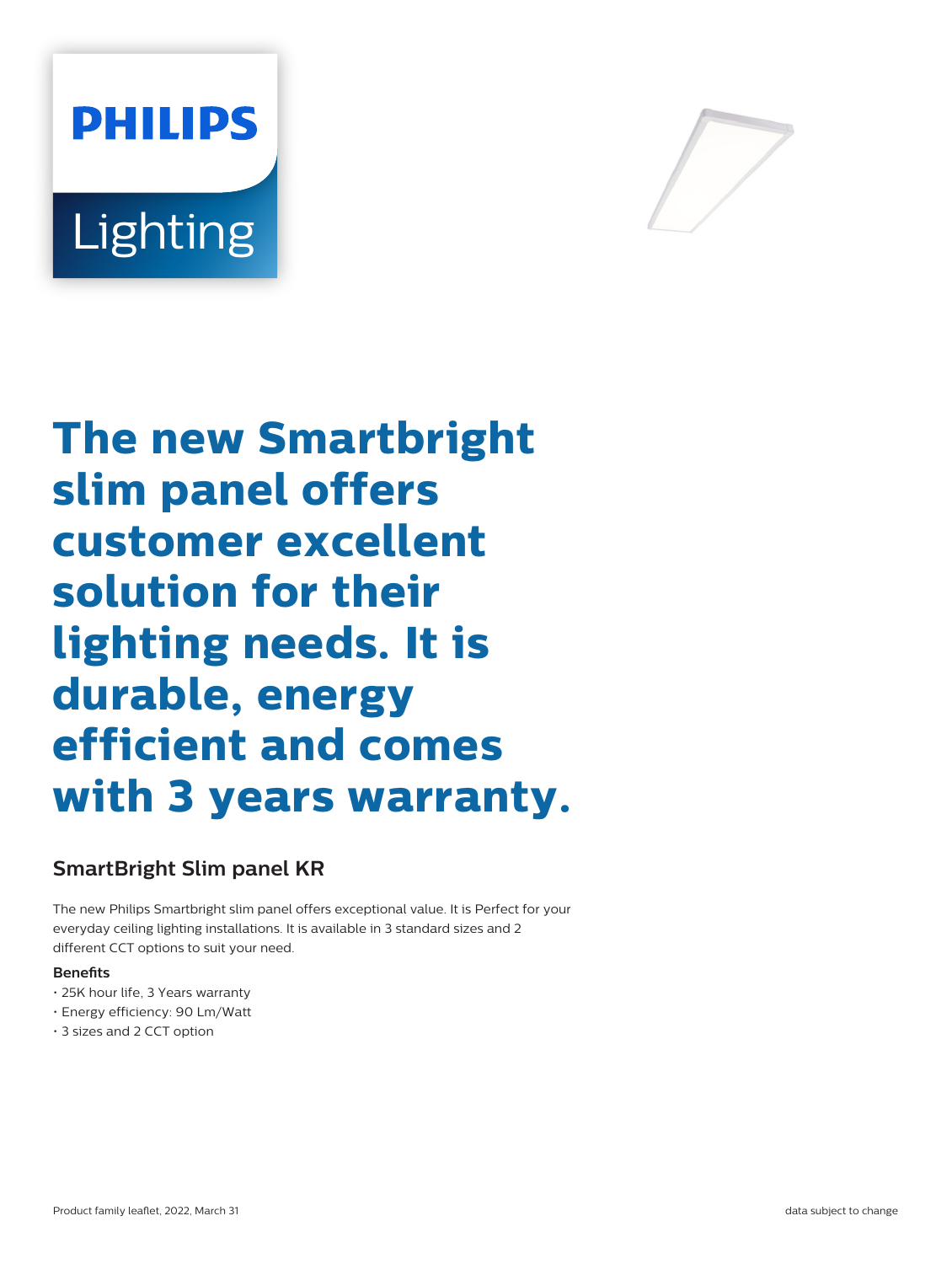PHILIPS

Lighting

# The new Smartbright slim panel offers customer excellent solution for their lighting needs. It is durable, energy efficient and comes with 3 years warranty.

## SmartBright Slim panel KR

The new Philips Smartbright slim panel offers exceptional value. It is Perfect for your everyday ceiling lighting installations. It is available in 3 standard sizes and 2 different CCT options to suit your need.

**Benefits**

- 25K hour life, 3 Years warranty
- Energy efficiency: 90 Lm/Watt
- 3 sizes and 2 CCT option

Product family leaflet, 2022, March 31

data subject to change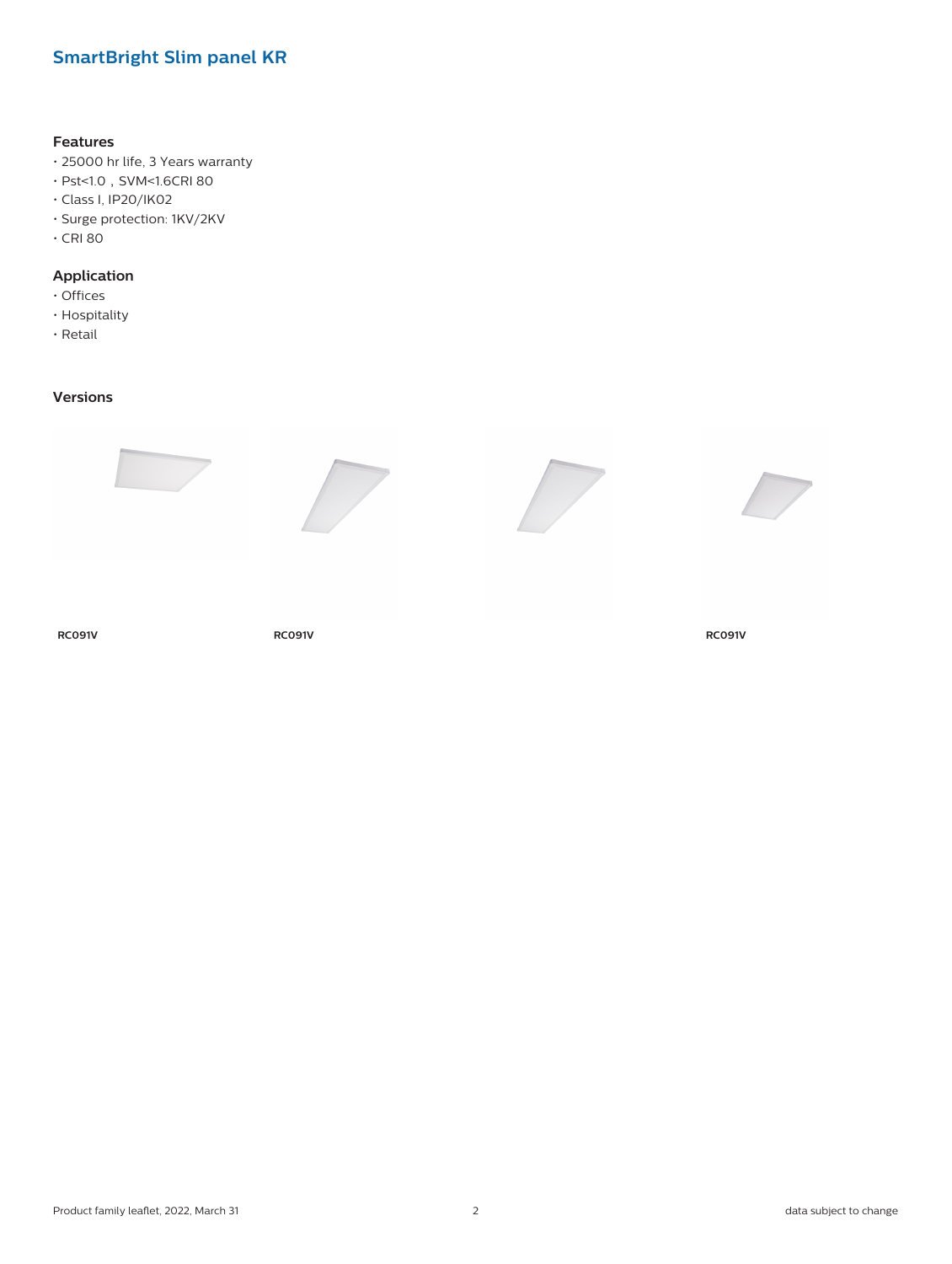## SmartBright Slim panel KR

### Features

- 25000 hr life, 3 Years warranty
- Pst<1.0，SVM<1.6CRI 80
- Class I, IP20/IK02
- Surge protection: 1KV/2KV
- CRI 80

### Application

- Offices
- Hospitality
- Retail

### Versions

**RC091V**

**RC091V**

**RC091V**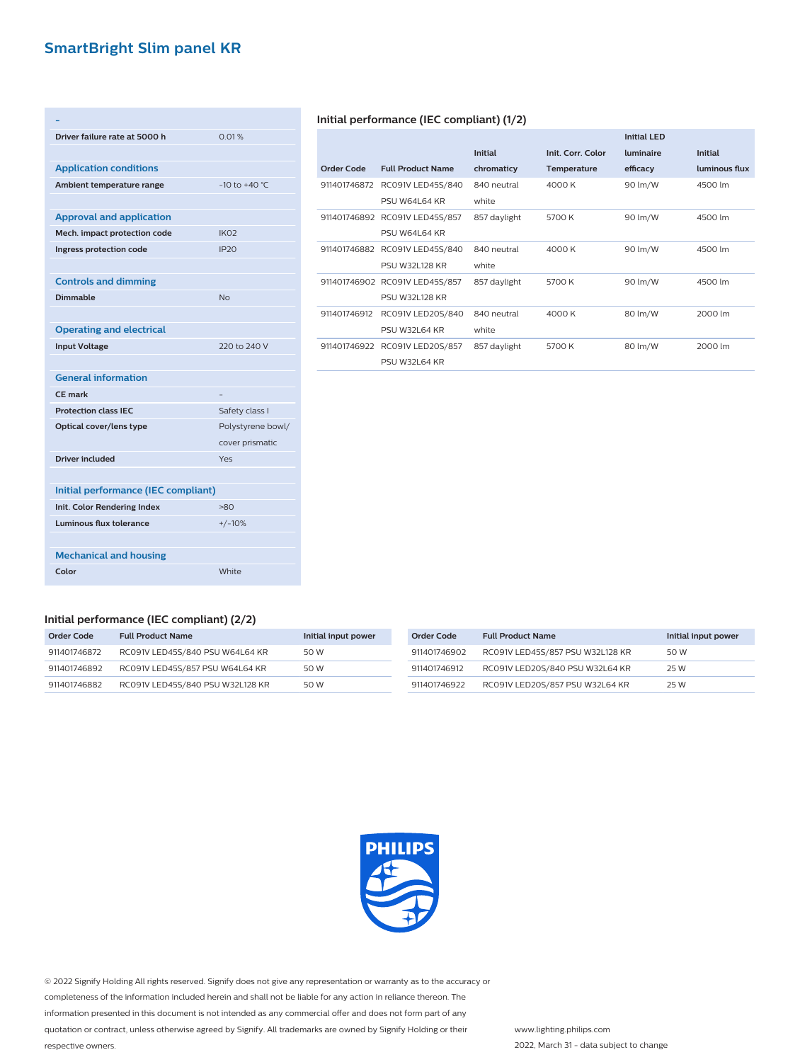## SmartBright Slim panel KR

| - | |
|---|---|
| **Driver failure rate at 5000 h** | 0.01 % |

### Application conditions

| | |
|---|---|
| **Ambient temperature range** | -10 to +40 °C |

### Approval and application

| | |
|---|---|
| **Mech. impact protection code** | IK02 |
| **Ingress protection code** | IP20 |

### Controls and dimming

| | |
|---|---|
| **Dimmable** | No |

### Operating and electrical

| | |
|---|---|
| **Input Voltage** | 220 to 240 V |

### General information

| | |
|---|---|
| **CE mark** | - |
| **Protection class IEC** | Safety class I |
| **Optical cover/lens type** | Polystyrene bowl/ cover prismatic |
| **Driver included** | Yes |

### Initial performance (IEC compliant)

| | |
|---|---|
| **Init. Color Rendering Index** | >80 |
| **Luminous flux tolerance** | +/-10% |

### Mechanical and housing

| | |
|---|---|
| **Color** | White |

### Initial performance (IEC compliant) (1/2)

| Order Code | Full Product Name | Initial chromaticity | Init. Corr. Color Temperature | Initial LED luminaire efficacy | Initial luminous flux |
|---|---|---|---|---|---|
| 911401746872 | RC091V LED45S/840 PSU W64L64 KR | 840 neutral white | 4000 K | 90 lm/W | 4500 lm |
| 911401746892 | RC091V LED45S/857 PSU W64L64 KR | 857 daylight | 5700 K | 90 lm/W | 4500 lm |
| 911401746882 | RC091V LED45S/840 PSU W32L128 KR | 840 neutral white | 4000 K | 90 lm/W | 4500 lm |
| 911401746902 | RC091V LED45S/857 PSU W32L128 KR | 857 daylight | 5700 K | 90 lm/W | 4500 lm |
| 911401746912 | RC091V LED20S/840 PSU W32L64 KR | 840 neutral white | 4000 K | 80 lm/W | 2000 lm |
| 911401746922 | RC091V LED20S/857 PSU W32L64 KR | 857 daylight | 5700 K | 80 lm/W | 2000 lm |

### Initial performance (IEC compliant) (2/2)

| Order Code | Full Product Name | Initial input power |
|---|---|---|
| 911401746872 | RC091V LED45S/840 PSU W64L64 KR | 50 W |
| 911401746892 | RC091V LED45S/857 PSU W64L64 KR | 50 W |
| 911401746882 | RC091V LED45S/840 PSU W32L128 KR | 50 W |
| 911401746902 | RC091V LED45S/857 PSU W32L128 KR | 50 W |
| 911401746912 | RC091V LED20S/840 PSU W32L64 KR | 25 W |
| 911401746922 | RC091V LED20S/857 PSU W32L64 KR | 25 W |

© 2022 Signify Holding All rights reserved. Signify does not give any representation or warranty as to the accuracy or completeness of the information included herein and shall not be liable for any action in reliance thereon. The information presented in this document is not intended as any commercial offer and does not form part of any quotation or contract, unless otherwise agreed by Signify. All trademarks are owned by Signify Holding or their respective owners.

www.lighting.philips.com

2022, March 31 - data subject to change